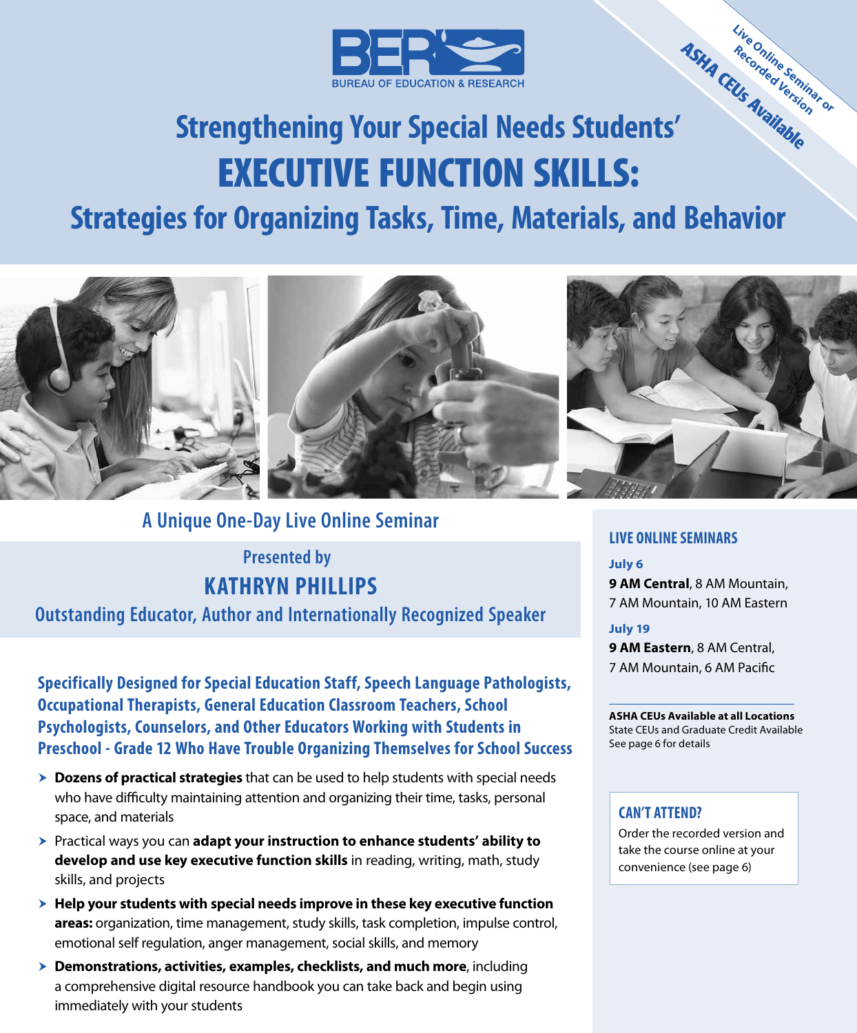BER

BUREAU OF EDUCATION & RESEARCH

Live Online Seminar or Recorded Version

ASHA CEUs Available

# Strengthening Your Special Needs Students' EXECUTIVE FUNCTION SKILLS:

## Strategies for Organizing Tasks, Time, Materials, and Behavior

### A Unique One-Day Live Online Seminar

Presented by

**KATHRYN PHILLIPS**

Outstanding Educator, Author and Internationally Recognized Speaker

**Specifically Designed for Special Education Staff, Speech Language Pathologists, Occupational Therapists, General Education Classroom Teachers, School Psychologists, Counselors, and Other Educators Working with Students in Preschool - Grade 12 Who Have Trouble Organizing Themselves for School Success**

- **Dozens of practical strategies** that can be used to help students with special needs who have difficulty maintaining attention and organizing their time, tasks, personal space, and materials
- Practical ways you can **adapt your instruction to enhance students' ability to develop and use key executive function skills** in reading, writing, math, study skills, and projects
- **Help your students with special needs improve in these key executive function areas:** organization, time management, study skills, task completion, impulse control, emotional self regulation, anger management, social skills, and memory
- **Demonstrations, activities, examples, checklists, and much more**, including a comprehensive digital resource handbook you can take back and begin using immediately with your students

### LIVE ONLINE SEMINARS

**July 6**

**9 AM Central**, 8 AM Mountain, 7 AM Mountain, 10 AM Eastern

**July 19**

**9 AM Eastern**, 8 AM Central, 7 AM Mountain, 6 AM Pacific

**ASHA CEUs Available at all Locations**
State CEUs and Graduate Credit Available
See page 6 for details

### CAN'T ATTEND?

Order the recorded version and take the course online at your convenience (see page 6)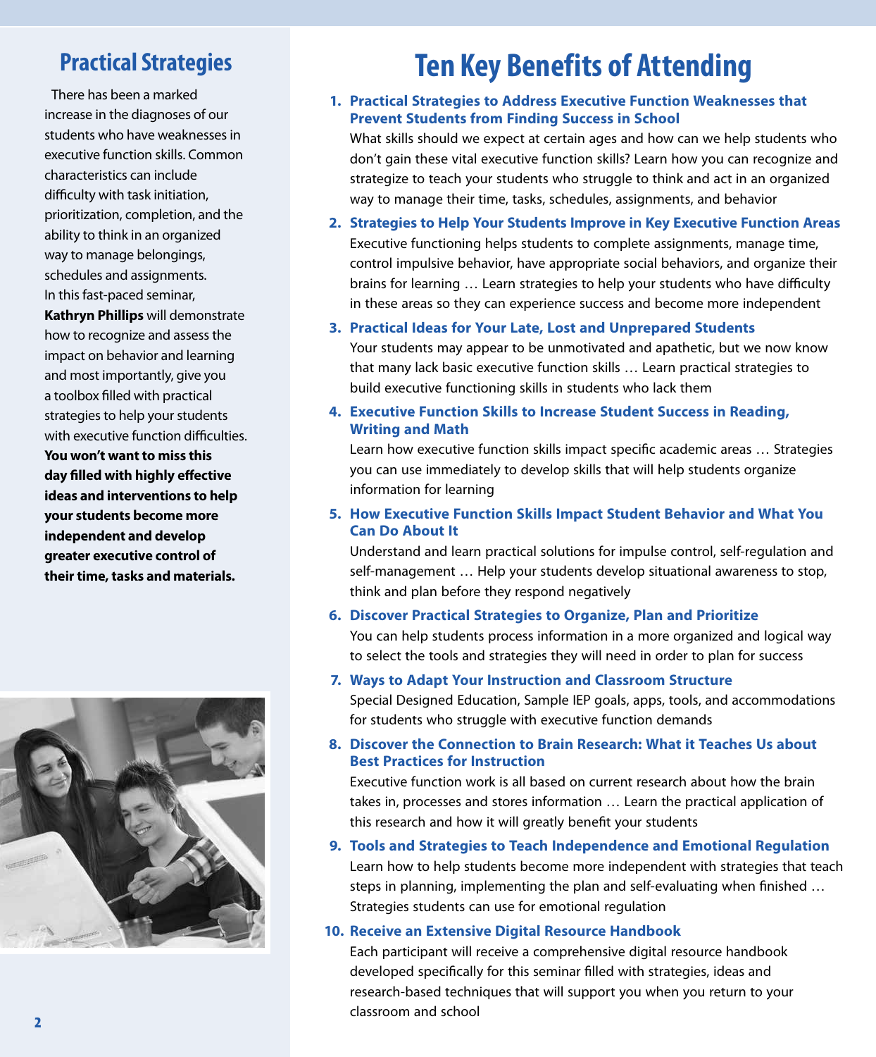## Practical Strategies

There has been a marked increase in the diagnoses of our students who have weaknesses in executive function skills. Common characteristics can include difficulty with task initiation, prioritization, completion, and the ability to think in an organized way to manage belongings, schedules and assignments. In this fast-paced seminar, **Kathryn Phillips** will demonstrate how to recognize and assess the impact on behavior and learning and most importantly, give you a toolbox filled with practical strategies to help your students with executive function difficulties. **You won't want to miss this day filled with highly effective ideas and interventions to help your students become more independent and develop greater executive control of their time, tasks and materials.**

# Ten Key Benefits of Attending

1. **Practical Strategies to Address Executive Function Weaknesses that Prevent Students from Finding Success in School**
   What skills should we expect at certain ages and how can we help students who don't gain these vital executive function skills? Learn how you can recognize and strategize to teach your students who struggle to think and act in an organized way to manage their time, tasks, schedules, assignments, and behavior

2. **Strategies to Help Your Students Improve in Key Executive Function Areas**
   Executive functioning helps students to complete assignments, manage time, control impulsive behavior, have appropriate social behaviors, and organize their brains for learning … Learn strategies to help your students who have difficulty in these areas so they can experience success and become more independent

3. **Practical Ideas for Your Late, Lost and Unprepared Students**
   Your students may appear to be unmotivated and apathetic, but we now know that many lack basic executive function skills … Learn practical strategies to build executive functioning skills in students who lack them

4. **Executive Function Skills to Increase Student Success in Reading, Writing and Math**
   Learn how executive function skills impact specific academic areas … Strategies you can use immediately to develop skills that will help students organize information for learning

5. **How Executive Function Skills Impact Student Behavior and What You Can Do About It**
   Understand and learn practical solutions for impulse control, self-regulation and self-management … Help your students develop situational awareness to stop, think and plan before they respond negatively

6. **Discover Practical Strategies to Organize, Plan and Prioritize**
   You can help students process information in a more organized and logical way to select the tools and strategies they will need in order to plan for success

7. **Ways to Adapt Your Instruction and Classroom Structure**
   Special Designed Education, Sample IEP goals, apps, tools, and accommodations for students who struggle with executive function demands

8. **Discover the Connection to Brain Research: What it Teaches Us about Best Practices for Instruction**
   Executive function work is all based on current research about how the brain takes in, processes and stores information … Learn the practical application of this research and how it will greatly benefit your students

9. **Tools and Strategies to Teach Independence and Emotional Regulation**
   Learn how to help students become more independent with strategies that teach steps in planning, implementing the plan and self-evaluating when finished … Strategies students can use for emotional regulation

10. **Receive an Extensive Digital Resource Handbook**
    Each participant will receive a comprehensive digital resource handbook developed specifically for this seminar filled with strategies, ideas and research-based techniques that will support you when you return to your classroom and school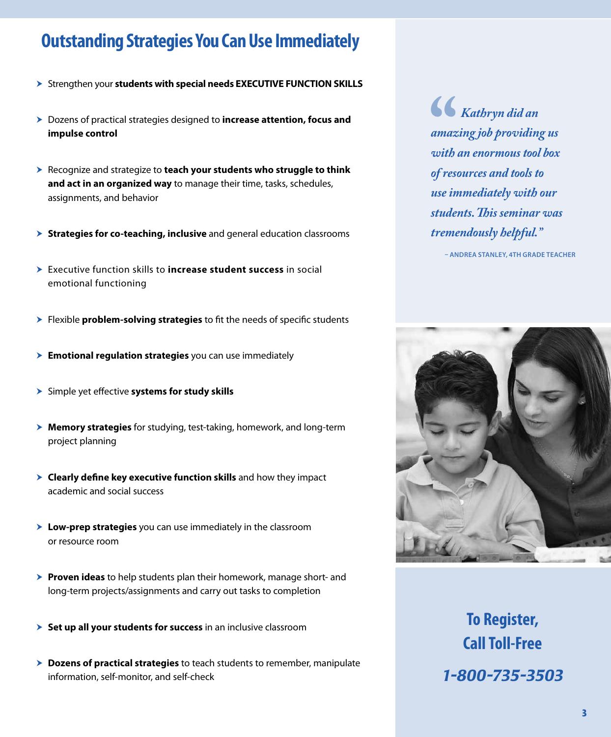# Outstanding Strategies You Can Use Immediately

- Strengthen your **students with special needs EXECUTIVE FUNCTION SKILLS**
- Dozens of practical strategies designed to **increase attention, focus and impulse control**
- Recognize and strategize to **teach your students who struggle to think and act in an organized way** to manage their time, tasks, schedules, assignments, and behavior
- **Strategies for co-teaching, inclusive** and general education classrooms
- Executive function skills to **increase student success** in social emotional functioning
- Flexible **problem-solving strategies** to fit the needs of specific students
- **Emotional regulation strategies** you can use immediately
- Simple yet effective **systems for study skills**
- **Memory strategies** for studying, test-taking, homework, and long-term project planning
- **Clearly define key executive function skills** and how they impact academic and social success
- **Low-prep strategies** you can use immediately in the classroom or resource room
- **Proven ideas** to help students plan their homework, manage short- and long-term projects/assignments and carry out tasks to completion
- **Set up all your students for success** in an inclusive classroom
- **Dozens of practical strategies** to teach students to remember, manipulate information, self-monitor, and self-check

*"Kathryn did an amazing job providing us with an enormous tool box of resources and tools to use immediately with our students. This seminar was tremendously helpful."*

– ANDREA STANLEY, 4TH GRADE TEACHER

**To Register, Call Toll-Free**

***1-800-735-3503***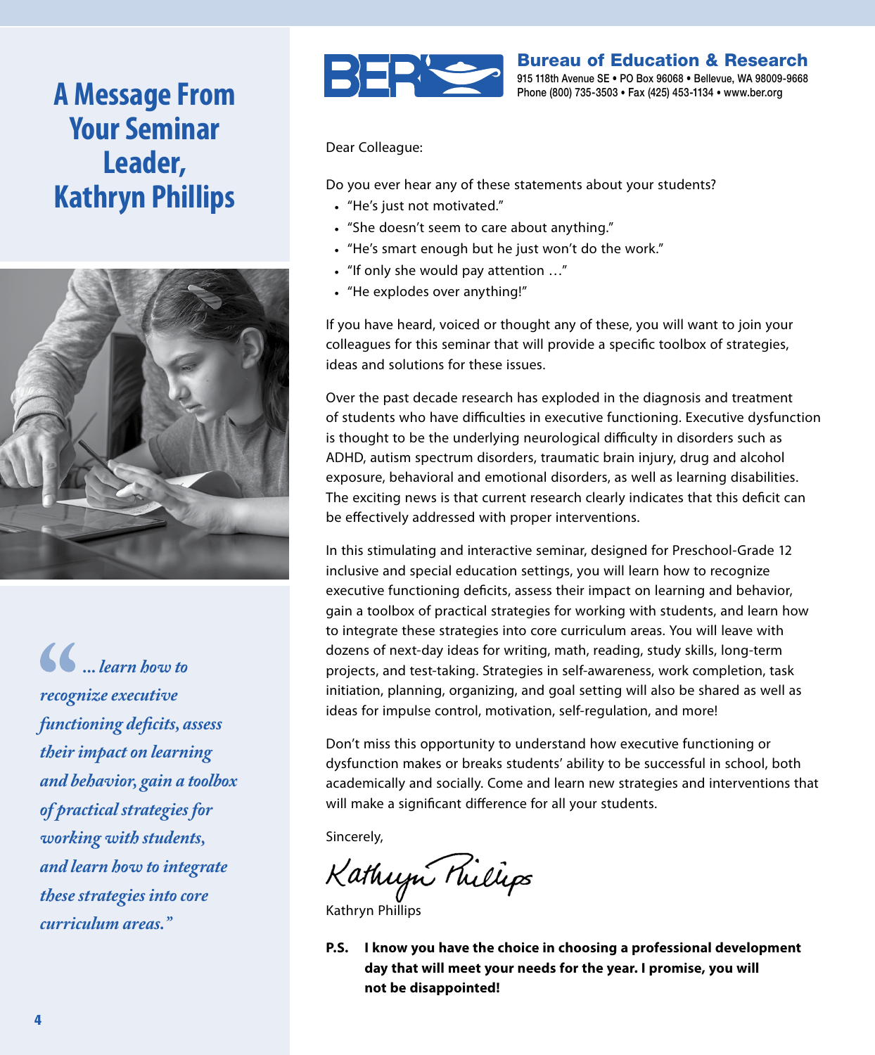# A Message From Your Seminar Leader, Kathryn Phillips

*"... learn how to recognize executive functioning deficits, assess their impact on learning and behavior, gain a toolbox of practical strategies for working with students, and learn how to integrate these strategies into core curriculum areas."*

**Bureau of Education & Research**
915 118th Avenue SE • PO Box 96068 • Bellevue, WA 98009-9668
Phone (800) 735-3503 • Fax (425) 453-1134 • www.ber.org

Dear Colleague:

Do you ever hear any of these statements about your students?

- "He's just not motivated."
- "She doesn't seem to care about anything."
- "He's smart enough but he just won't do the work."
- "If only she would pay attention …"
- "He explodes over anything!"

If you have heard, voiced or thought any of these, you will want to join your colleagues for this seminar that will provide a specific toolbox of strategies, ideas and solutions for these issues.

Over the past decade research has exploded in the diagnosis and treatment of students who have difficulties in executive functioning. Executive dysfunction is thought to be the underlying neurological difficulty in disorders such as ADHD, autism spectrum disorders, traumatic brain injury, drug and alcohol exposure, behavioral and emotional disorders, as well as learning disabilities. The exciting news is that current research clearly indicates that this deficit can be effectively addressed with proper interventions.

In this stimulating and interactive seminar, designed for Preschool-Grade 12 inclusive and special education settings, you will learn how to recognize executive functioning deficits, assess their impact on learning and behavior, gain a toolbox of practical strategies for working with students, and learn how to integrate these strategies into core curriculum areas. You will leave with dozens of next-day ideas for writing, math, reading, study skills, long-term projects, and test-taking. Strategies in self-awareness, work completion, task initiation, planning, organizing, and goal setting will also be shared as well as ideas for impulse control, motivation, self-regulation, and more!

Don't miss this opportunity to understand how executive functioning or dysfunction makes or breaks students' ability to be successful in school, both academically and socially. Come and learn new strategies and interventions that will make a significant difference for all your students.

Sincerely,

Kathryn Phillips

**P.S. I know you have the choice in choosing a professional development day that will meet your needs for the year. I promise, you will not be disappointed!**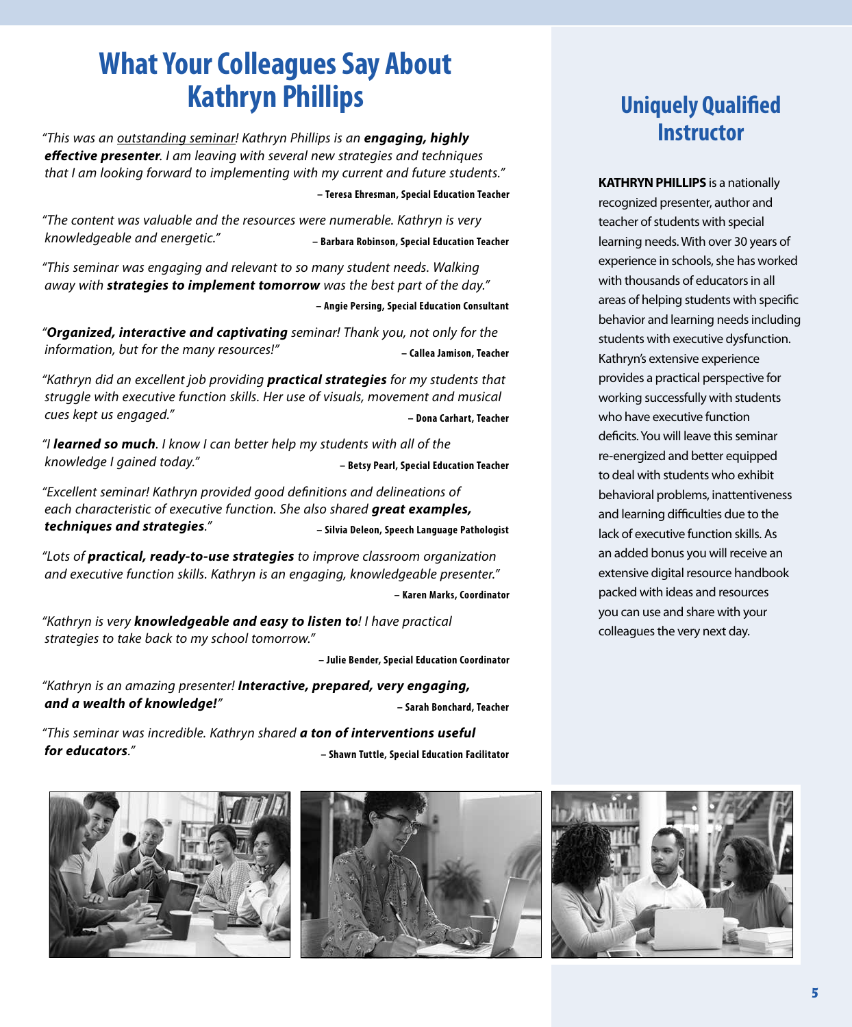# What Your Colleagues Say About Kathryn Phillips

*"This was an outstanding seminar! Kathryn Phillips is an* ***engaging, highly effective presenter****. I am leaving with several new strategies and techniques that I am looking forward to implementing with my current and future students."*

**– Teresa Ehresman, Special Education Teacher**

*"The content was valuable and the resources were numerable. Kathryn is very knowledgeable and energetic."*

**– Barbara Robinson, Special Education Teacher**

*"This seminar was engaging and relevant to so many student needs. Walking away with* ***strategies to implement tomorrow*** *was the best part of the day."*

**– Angie Persing, Special Education Consultant**

*"****Organized, interactive and captivating*** *seminar! Thank you, not only for the information, but for the many resources!"*

**– Callea Jamison, Teacher**

*"Kathryn did an excellent job providing* ***practical strategies*** *for my students that struggle with executive function skills. Her use of visuals, movement and musical cues kept us engaged."*

**– Dona Carhart, Teacher**

*"I* ***learned so much****. I know I can better help my students with all of the knowledge I gained today."*

**– Betsy Pearl, Special Education Teacher**

*"Excellent seminar! Kathryn provided good definitions and delineations of each characteristic of executive function. She also shared* ***great examples, techniques and strategies****."*

**– Silvia Deleon, Speech Language Pathologist**

*"Lots of* ***practical, ready-to-use strategies*** *to improve classroom organization and executive function skills. Kathryn is an engaging, knowledgeable presenter."*

**– Karen Marks, Coordinator**

*"Kathryn is very* ***knowledgeable and easy to listen to****! I have practical strategies to take back to my school tomorrow."*

**– Julie Bender, Special Education Coordinator**

*"Kathryn is an amazing presenter!* ***Interactive, prepared, very engaging, and a wealth of knowledge!****"*

**– Sarah Bonchard, Teacher**

*"This seminar was incredible. Kathryn shared* ***a ton of interventions useful for educators****."*

**– Shawn Tuttle, Special Education Facilitator**

## Uniquely Qualified Instructor

**KATHRYN PHILLIPS** is a nationally recognized presenter, author and teacher of students with special learning needs. With over 30 years of experience in schools, she has worked with thousands of educators in all areas of helping students with specific behavior and learning needs including students with executive dysfunction. Kathryn's extensive experience provides a practical perspective for working successfully with students who have executive function deficits. You will leave this seminar re-energized and better equipped to deal with students who exhibit behavioral problems, inattentiveness and learning difficulties due to the lack of executive function skills. As an added bonus you will receive an extensive digital resource handbook packed with ideas and resources you can use and share with your colleagues the very next day.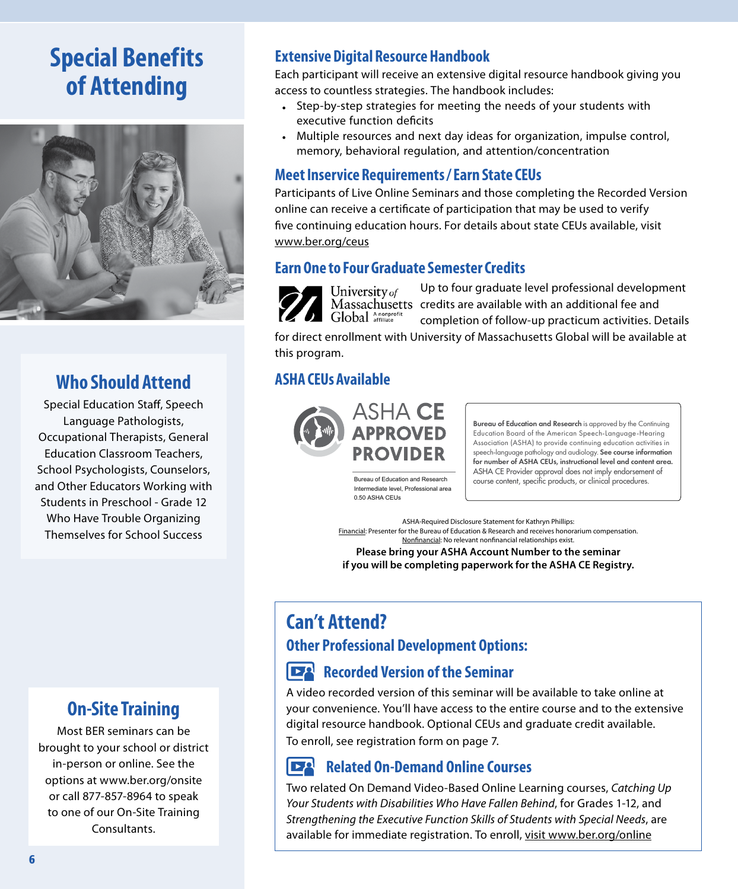# Special Benefits of Attending

## Who Should Attend

Special Education Staff, Speech Language Pathologists, Occupational Therapists, General Education Classroom Teachers, School Psychologists, Counselors, and Other Educators Working with Students in Preschool - Grade 12 Who Have Trouble Organizing Themselves for School Success

## On-Site Training

Most BER seminars can be brought to your school or district in-person or online. See the options at www.ber.org/onsite or call 877-857-8964 to speak to one of our On-Site Training Consultants.

## Extensive Digital Resource Handbook

Each participant will receive an extensive digital resource handbook giving you access to countless strategies. The handbook includes:

- Step-by-step strategies for meeting the needs of your students with executive function deficits
- Multiple resources and next day ideas for organization, impulse control, memory, behavioral regulation, and attention/concentration

## Meet Inservice Requirements / Earn State CEUs

Participants of Live Online Seminars and those completing the Recorded Version online can receive a certificate of participation that may be used to verify five continuing education hours. For details about state CEUs available, visit www.ber.org/ceus

## Earn One to Four Graduate Semester Credits

University of Massachusetts Global A nonprofit affiliate

Up to four graduate level professional development credits are available with an additional fee and completion of follow-up practicum activities. Details for direct enrollment with University of Massachusetts Global will be available at this program.

## ASHA CEUs Available

ASHA CE APPROVED PROVIDER

Bureau of Education and Research
Intermediate level, Professional area
0.50 ASHA CEUs

**Bureau of Education and Research** is approved by the Continuing Education Board of the American Speech-Language-Hearing Association (ASHA) to provide continuing education activities in speech-language pathology and audiology. **See course information for number of ASHA CEUs, instructional level and content area.** ASHA CE Provider approval does not imply endorsement of course content, specific products, or clinical procedures.

ASHA-Required Disclosure Statement for Kathryn Phillips:
Financial: Presenter for the Bureau of Education & Research and receives honorarium compensation.
Nonfinancial: No relevant nonfinancial relationships exist.

**Please bring your ASHA Account Number to the seminar if you will be completing paperwork for the ASHA CE Registry.**

## Can't Attend?

### Other Professional Development Options:

### Recorded Version of the Seminar

A video recorded version of this seminar will be available to take online at your convenience. You'll have access to the entire course and to the extensive digital resource handbook. Optional CEUs and graduate credit available. To enroll, see registration form on page 7.

### Related On-Demand Online Courses

Two related On Demand Video-Based Online Learning courses, *Catching Up Your Students with Disabilities Who Have Fallen Behind*, for Grades 1-12, and *Strengthening the Executive Function Skills of Students with Special Needs*, are available for immediate registration. To enroll, visit www.ber.org/online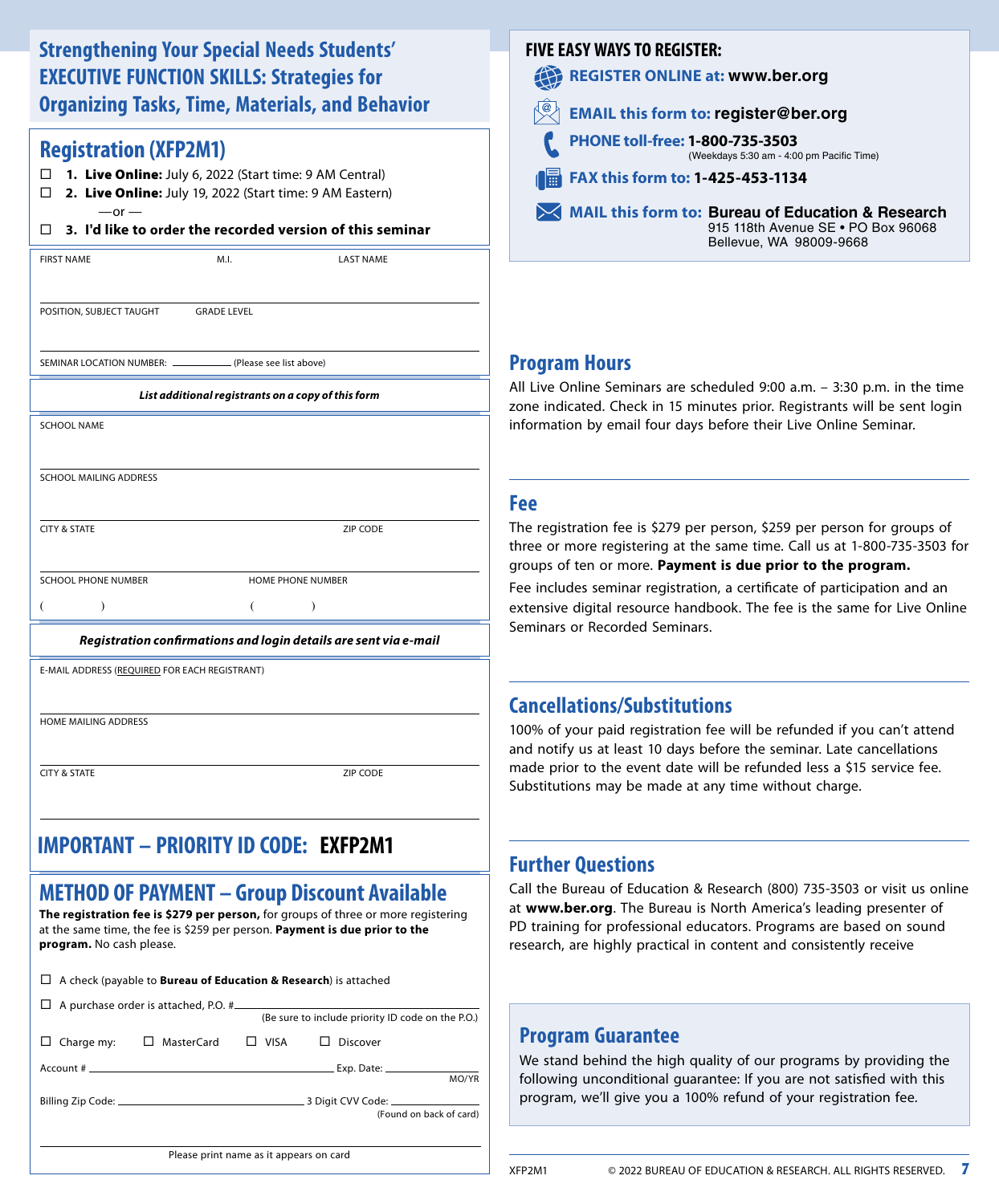## Strengthening Your Special Needs Students' EXECUTIVE FUNCTION SKILLS: Strategies for Organizing Tasks, Time, Materials, and Behavior

## Registration (XFP2M1)

☐ **1. Live Online:** July 6, 2022 (Start time: 9 AM Central)

☐ **2. Live Online:** July 19, 2022 (Start time: 9 AM Eastern)

—or —

☐ **3. I'd like to order the recorded version of this seminar**

FIRST NAME | M.I. | LAST NAME

POSITION, SUBJECT TAUGHT | GRADE LEVEL

SEMINAR LOCATION NUMBER: ____________ (Please see list above)

***List additional registrants on a copy of this form***

SCHOOL NAME

SCHOOL MAILING ADDRESS

CITY & STATE | ZIP CODE

SCHOOL PHONE NUMBER ( ) | HOME PHONE NUMBER ( )

***Registration confirmations and login details are sent via e-mail***

E-MAIL ADDRESS (REQUIRED FOR EACH REGISTRANT)

HOME MAILING ADDRESS

CITY & STATE | ZIP CODE

## IMPORTANT – PRIORITY ID CODE: EXFP2M1

## METHOD OF PAYMENT – Group Discount Available

**The registration fee is $279 per person,** for groups of three or more registering at the same time, the fee is $259 per person. **Payment is due prior to the program.** No cash please.

☐ A check (payable to **Bureau of Education & Research**) is attached

☐ A purchase order is attached, P.O. # ____________ (Be sure to include priority ID code on the P.O.)

☐ Charge my: ☐ MasterCard ☐ VISA ☐ Discover

Account # ____________ Exp. Date: ____________ MO/YR

Billing Zip Code: ____________ 3 Digit CVV Code: ____________ (Found on back of card)

____________

Please print name as it appears on card

### FIVE EASY WAYS TO REGISTER:

- **REGISTER ONLINE at:** www.ber.org
- **EMAIL this form to:** register@ber.org
- **PHONE toll-free:** 1-800-735-3503 (Weekdays 5:30 am - 4:00 pm Pacific Time)
- **FAX this form to:** 1-425-453-1134
- **MAIL this form to:** Bureau of Education & Research, 915 118th Avenue SE • PO Box 96068, Bellevue, WA 98009-9668

## Program Hours

All Live Online Seminars are scheduled 9:00 a.m. – 3:30 p.m. in the time zone indicated. Check in 15 minutes prior. Registrants will be sent login information by email four days before their Live Online Seminar.

## Fee

The registration fee is $279 per person, $259 per person for groups of three or more registering at the same time. Call us at 1-800-735-3503 for groups of ten or more. **Payment is due prior to the program.**

Fee includes seminar registration, a certificate of participation and an extensive digital resource handbook. The fee is the same for Live Online Seminars or Recorded Seminars.

## Cancellations/Substitutions

100% of your paid registration fee will be refunded if you can't attend and notify us at least 10 days before the seminar. Late cancellations made prior to the event date will be refunded less a $15 service fee. Substitutions may be made at any time without charge.

## Further Questions

Call the Bureau of Education & Research (800) 735-3503 or visit us online at **www.ber.org**. The Bureau is North America's leading presenter of PD training for professional educators. Programs are based on sound research, are highly practical in content and consistently receive

## Program Guarantee

We stand behind the high quality of our programs by providing the following unconditional guarantee: If you are not satisfied with this program, we'll give you a 100% refund of your registration fee.

XFP2M1 © 2022 BUREAU OF EDUCATION & RESEARCH. ALL RIGHTS RESERVED.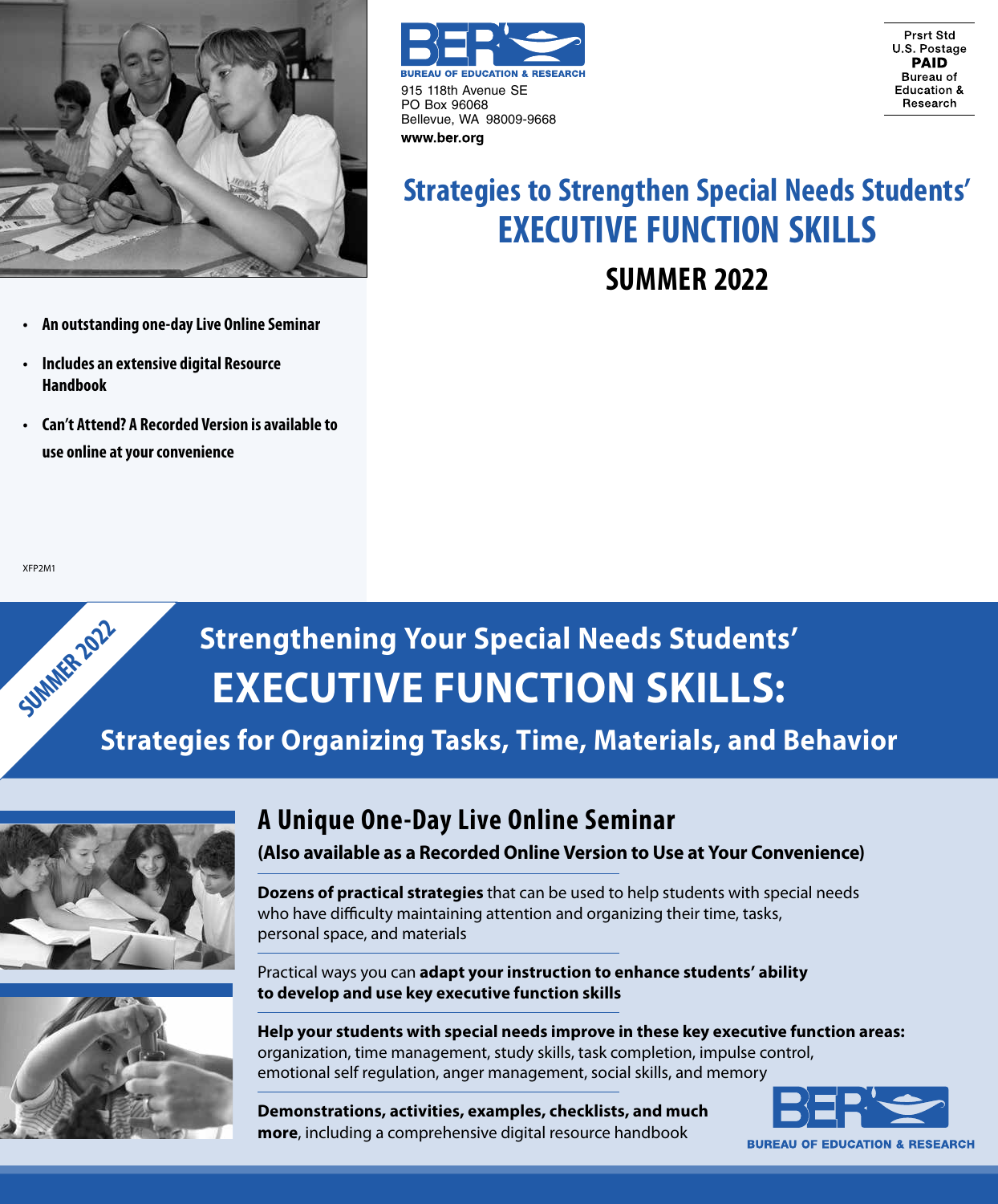BUREAU OF EDUCATION & RESEARCH

915 118th Avenue SE
PO Box 96068
Bellevue, WA 98009-9668
**www.ber.org**

Prsrt Std
U.S. Postage
**PAID**
Bureau of
Education &
Research

# Strategies to Strengthen Special Needs Students' EXECUTIVE FUNCTION SKILLS

## SUMMER 2022

- **An outstanding one-day Live Online Seminar**
- **Includes an extensive digital Resource Handbook**
- **Can't Attend? A Recorded Version is available to use online at your convenience**

XFP2M1

SUMMER 2022

# Strengthening Your Special Needs Students' EXECUTIVE FUNCTION SKILLS:

## Strategies for Organizing Tasks, Time, Materials, and Behavior

## A Unique One-Day Live Online Seminar

**(Also available as a Recorded Online Version to Use at Your Convenience)**

**Dozens of practical strategies** that can be used to help students with special needs who have difficulty maintaining attention and organizing their time, tasks, personal space, and materials

Practical ways you can **adapt your instruction to enhance students' ability to develop and use key executive function skills**

**Help your students with special needs improve in these key executive function areas:** organization, time management, study skills, task completion, impulse control, emotional self regulation, anger management, social skills, and memory

**Demonstrations, activities, examples, checklists, and much more**, including a comprehensive digital resource handbook

BUREAU OF EDUCATION & RESEARCH